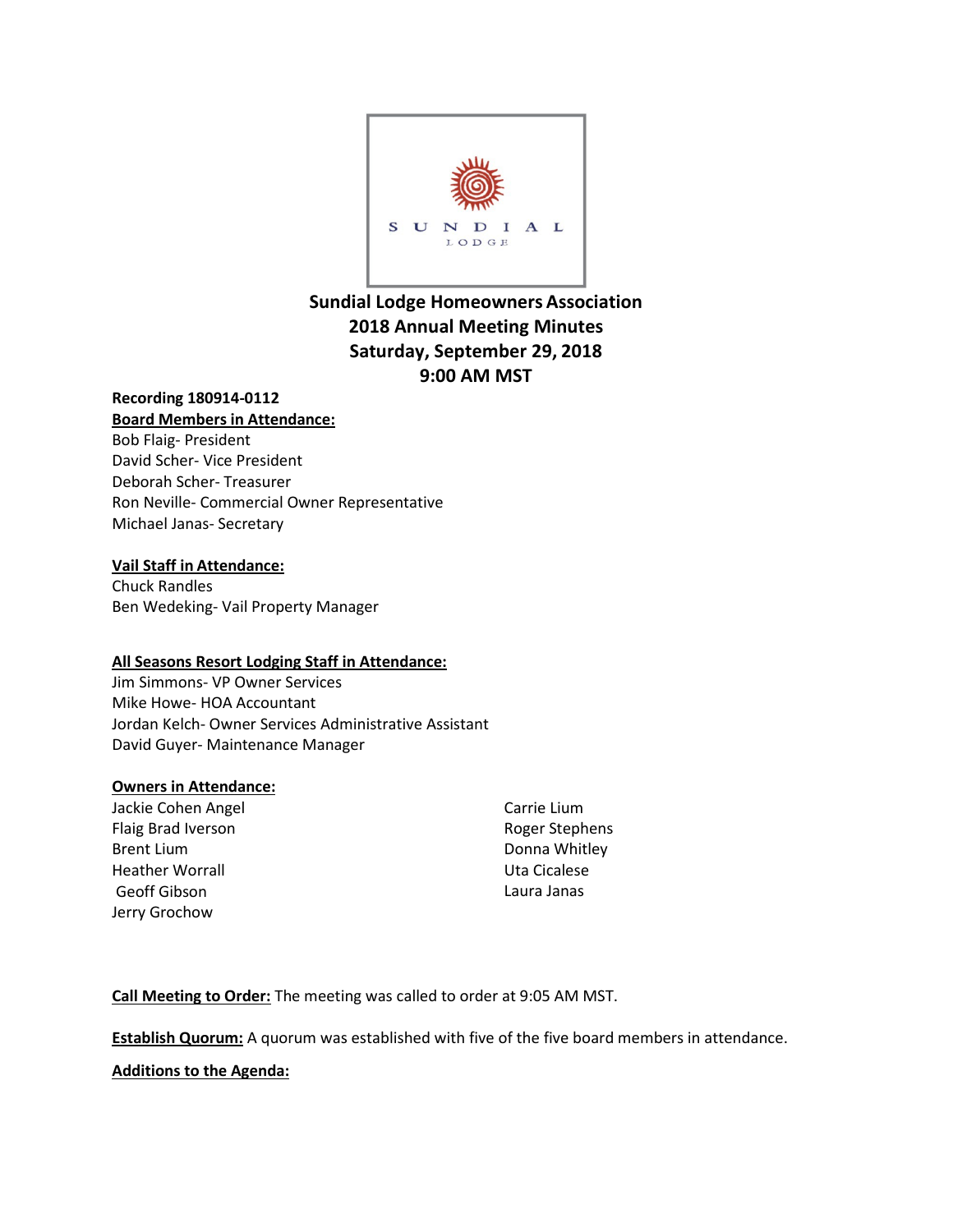SUNDIAL
LODGE

# Sundial Lodge Homeowners Association
# 2018 Annual Meeting Minutes
# Saturday, September 29, 2018
# 9:00 AM MST

**Recording 180914-0112**

**Board Members in Attendance:**

Bob Flaig- President
David Scher- Vice President
Deborah Scher- Treasurer
Ron Neville- Commercial Owner Representative
Michael Janas- Secretary

**Vail Staff in Attendance:**

Chuck Randles
Ben Wedeking- Vail Property Manager

**All Seasons Resort Lodging Staff in Attendance:**

Jim Simmons- VP Owner Services
Mike Howe- HOA Accountant
Jordan Kelch- Owner Services Administrative Assistant
David Guyer- Maintenance Manager

**Owners in Attendance:**

Jackie Cohen Angel
Flaig Brad Iverson
Brent Lium
Heather Worrall
Geoff Gibson
Jerry Grochow
Carrie Lium
Roger Stephens
Donna Whitley
Uta Cicalese
Laura Janas

**Call Meeting to Order:** The meeting was called to order at 9:05 AM MST.

**Establish Quorum:** A quorum was established with five of the five board members in attendance.

**Additions to the Agenda:**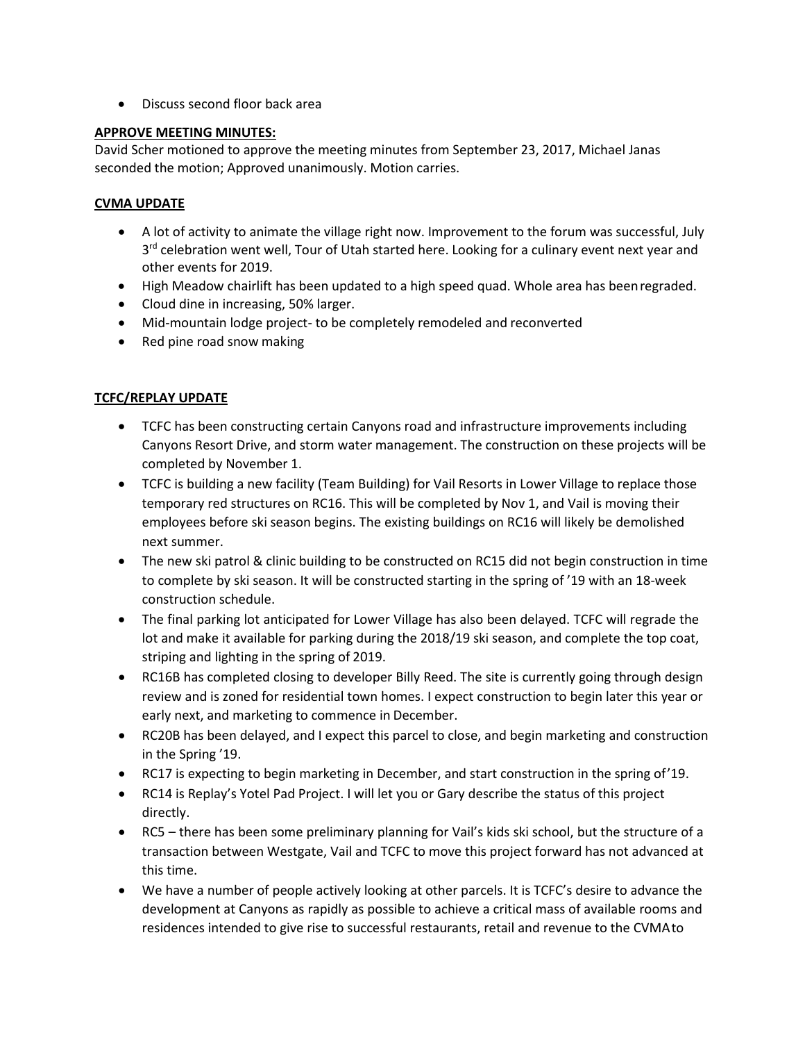- Discuss second floor back area

**APPROVE MEETING MINUTES:**

David Scher motioned to approve the meeting minutes from September 23, 2017, Michael Janas seconded the motion; Approved unanimously. Motion carries.

**CVMA UPDATE**

- A lot of activity to animate the village right now. Improvement to the forum was successful, July 3rd celebration went well, Tour of Utah started here. Looking for a culinary event next year and other events for 2019.
- High Meadow chairlift has been updated to a high speed quad. Whole area has been regraded.
- Cloud dine in increasing, 50% larger.
- Mid-mountain lodge project- to be completely remodeled and reconverted
- Red pine road snow making

**TCFC/REPLAY UPDATE**

- TCFC has been constructing certain Canyons road and infrastructure improvements including Canyons Resort Drive, and storm water management. The construction on these projects will be completed by November 1.
- TCFC is building a new facility (Team Building) for Vail Resorts in Lower Village to replace those temporary red structures on RC16. This will be completed by Nov 1, and Vail is moving their employees before ski season begins. The existing buildings on RC16 will likely be demolished next summer.
- The new ski patrol & clinic building to be constructed on RC15 did not begin construction in time to complete by ski season. It will be constructed starting in the spring of '19 with an 18-week construction schedule.
- The final parking lot anticipated for Lower Village has also been delayed. TCFC will regrade the lot and make it available for parking during the 2018/19 ski season, and complete the top coat, striping and lighting in the spring of 2019.
- RC16B has completed closing to developer Billy Reed. The site is currently going through design review and is zoned for residential town homes. I expect construction to begin later this year or early next, and marketing to commence in December.
- RC20B has been delayed, and I expect this parcel to close, and begin marketing and construction in the Spring '19.
- RC17 is expecting to begin marketing in December, and start construction in the spring of '19.
- RC14 is Replay's Yotel Pad Project. I will let you or Gary describe the status of this project directly.
- RC5 – there has been some preliminary planning for Vail's kids ski school, but the structure of a transaction between Westgate, Vail and TCFC to move this project forward has not advanced at this time.
- We have a number of people actively looking at other parcels. It is TCFC's desire to advance the development at Canyons as rapidly as possible to achieve a critical mass of available rooms and residences intended to give rise to successful restaurants, retail and revenue to the CVMA to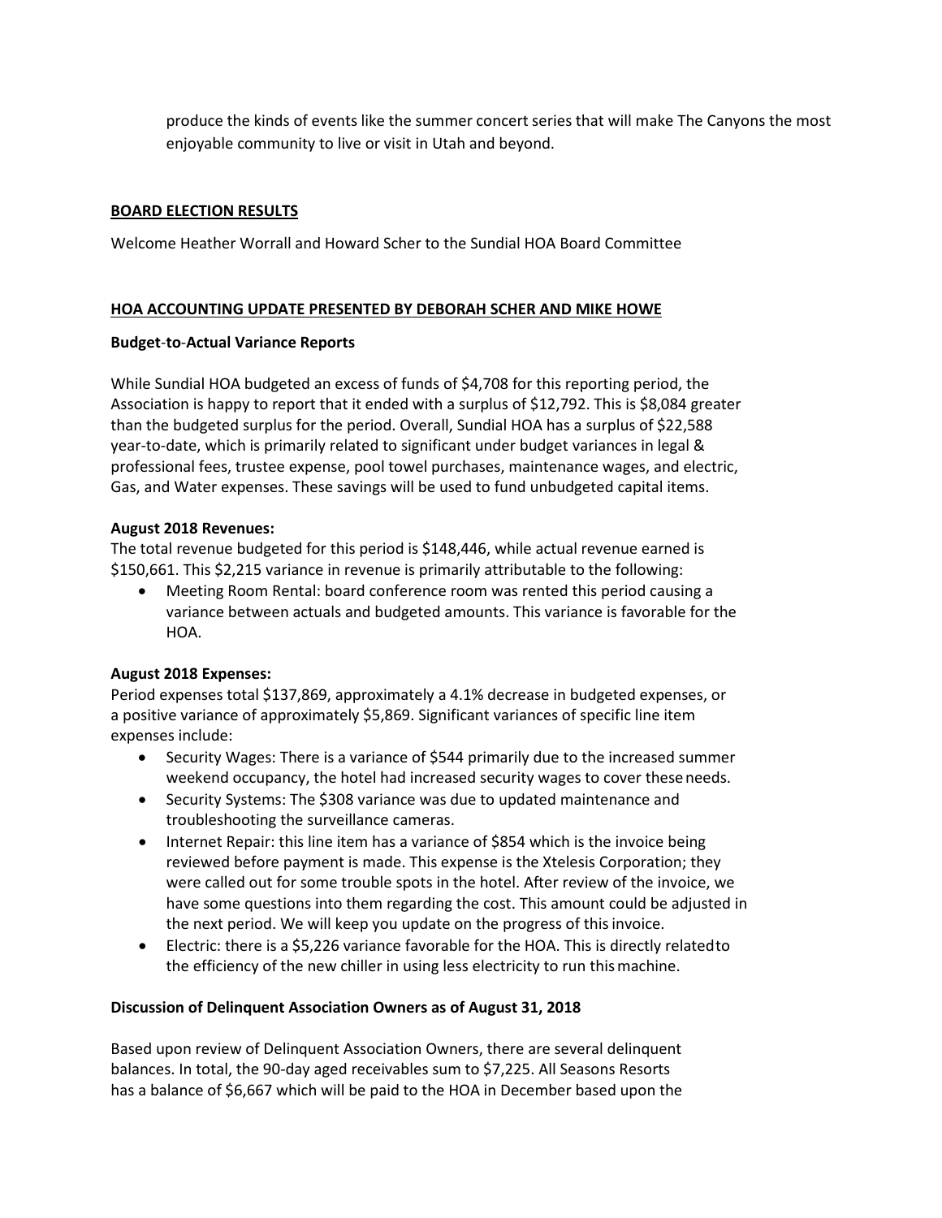produce the kinds of events like the summer concert series that will make The Canyons the most enjoyable community to live or visit in Utah and beyond.

## BOARD ELECTION RESULTS

Welcome Heather Worrall and Howard Scher to the Sundial HOA Board Committee

## HOA ACCOUNTING UPDATE PRESENTED BY DEBORAH SCHER AND MIKE HOWE

### Budget-to-Actual Variance Reports

While Sundial HOA budgeted an excess of funds of $4,708 for this reporting period, the Association is happy to report that it ended with a surplus of $12,792. This is $8,084 greater than the budgeted surplus for the period. Overall, Sundial HOA has a surplus of $22,588 year-to-date, which is primarily related to significant under budget variances in legal & professional fees, trustee expense, pool towel purchases, maintenance wages, and electric, Gas, and Water expenses. These savings will be used to fund unbudgeted capital items.

**August 2018 Revenues:**
The total revenue budgeted for this period is $148,446, while actual revenue earned is $150,661. This $2,215 variance in revenue is primarily attributable to the following:

- Meeting Room Rental: board conference room was rented this period causing a variance between actuals and budgeted amounts. This variance is favorable for the HOA.

**August 2018 Expenses:**
Period expenses total $137,869, approximately a 4.1% decrease in budgeted expenses, or a positive variance of approximately $5,869. Significant variances of specific line item expenses include:

- Security Wages: There is a variance of $544 primarily due to the increased summer weekend occupancy, the hotel had increased security wages to cover these needs.
- Security Systems: The $308 variance was due to updated maintenance and troubleshooting the surveillance cameras.
- Internet Repair: this line item has a variance of $854 which is the invoice being reviewed before payment is made. This expense is the Xtelesis Corporation; they were called out for some trouble spots in the hotel. After review of the invoice, we have some questions into them regarding the cost. This amount could be adjusted in the next period. We will keep you update on the progress of this invoice.
- Electric: there is a $5,226 variance favorable for the HOA. This is directly related to the efficiency of the new chiller in using less electricity to run this machine.

### Discussion of Delinquent Association Owners as of August 31, 2018

Based upon review of Delinquent Association Owners, there are several delinquent balances. In total, the 90-day aged receivables sum to $7,225. All Seasons Resorts has a balance of $6,667 which will be paid to the HOA in December based upon the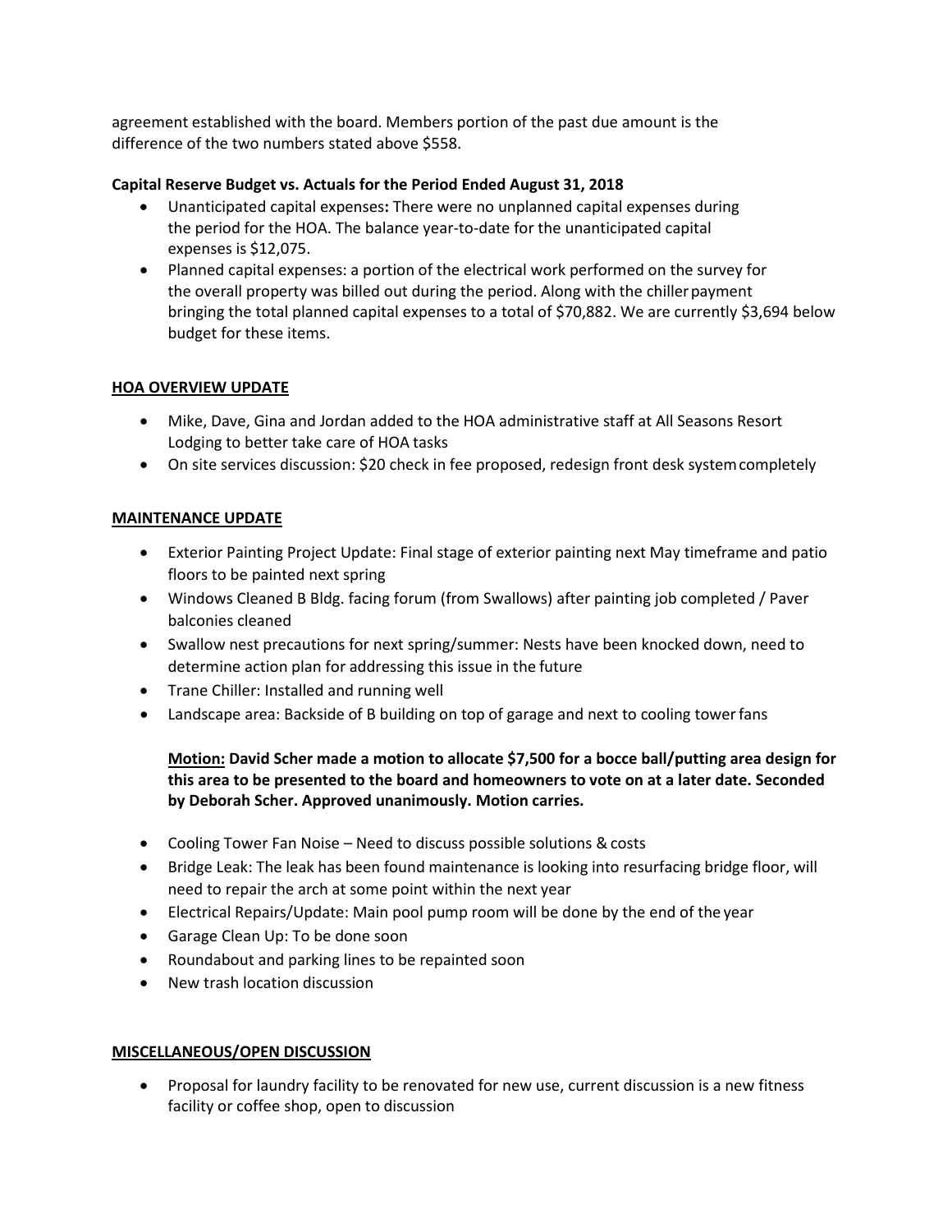agreement established with the board. Members portion of the past due amount is the difference of the two numbers stated above $558.

**Capital Reserve Budget vs. Actuals for the Period Ended August 31, 2018**

- Unanticipated capital expenses**:** There were no unplanned capital expenses during the period for the HOA. The balance year-to-date for the unanticipated capital expenses is $12,075.
- Planned capital expenses: a portion of the electrical work performed on the survey for the overall property was billed out during the period. Along with the chiller payment bringing the total planned capital expenses to a total of $70,882. We are currently $3,694 below budget for these items.

## HOA OVERVIEW UPDATE

- Mike, Dave, Gina and Jordan added to the HOA administrative staff at All Seasons Resort Lodging to better take care of HOA tasks
- On site services discussion: $20 check in fee proposed, redesign front desk system completely

## MAINTENANCE UPDATE

- Exterior Painting Project Update: Final stage of exterior painting next May timeframe and patio floors to be painted next spring
- Windows Cleaned B Bldg. facing forum (from Swallows) after painting job completed / Paver balconies cleaned
- Swallow nest precautions for next spring/summer: Nests have been knocked down, need to determine action plan for addressing this issue in the future
- Trane Chiller: Installed and running well
- Landscape area: Backside of B building on top of garage and next to cooling tower fans

  **Motion: David Scher made a motion to allocate $7,500 for a bocce ball/putting area design for this area to be presented to the board and homeowners to vote on at a later date. Seconded by Deborah Scher. Approved unanimously. Motion carries.**

- Cooling Tower Fan Noise – Need to discuss possible solutions & costs
- Bridge Leak: The leak has been found maintenance is looking into resurfacing bridge floor, will need to repair the arch at some point within the next year
- Electrical Repairs/Update: Main pool pump room will be done by the end of the year
- Garage Clean Up: To be done soon
- Roundabout and parking lines to be repainted soon
- New trash location discussion

## MISCELLANEOUS/OPEN DISCUSSION

- Proposal for laundry facility to be renovated for new use, current discussion is a new fitness facility or coffee shop, open to discussion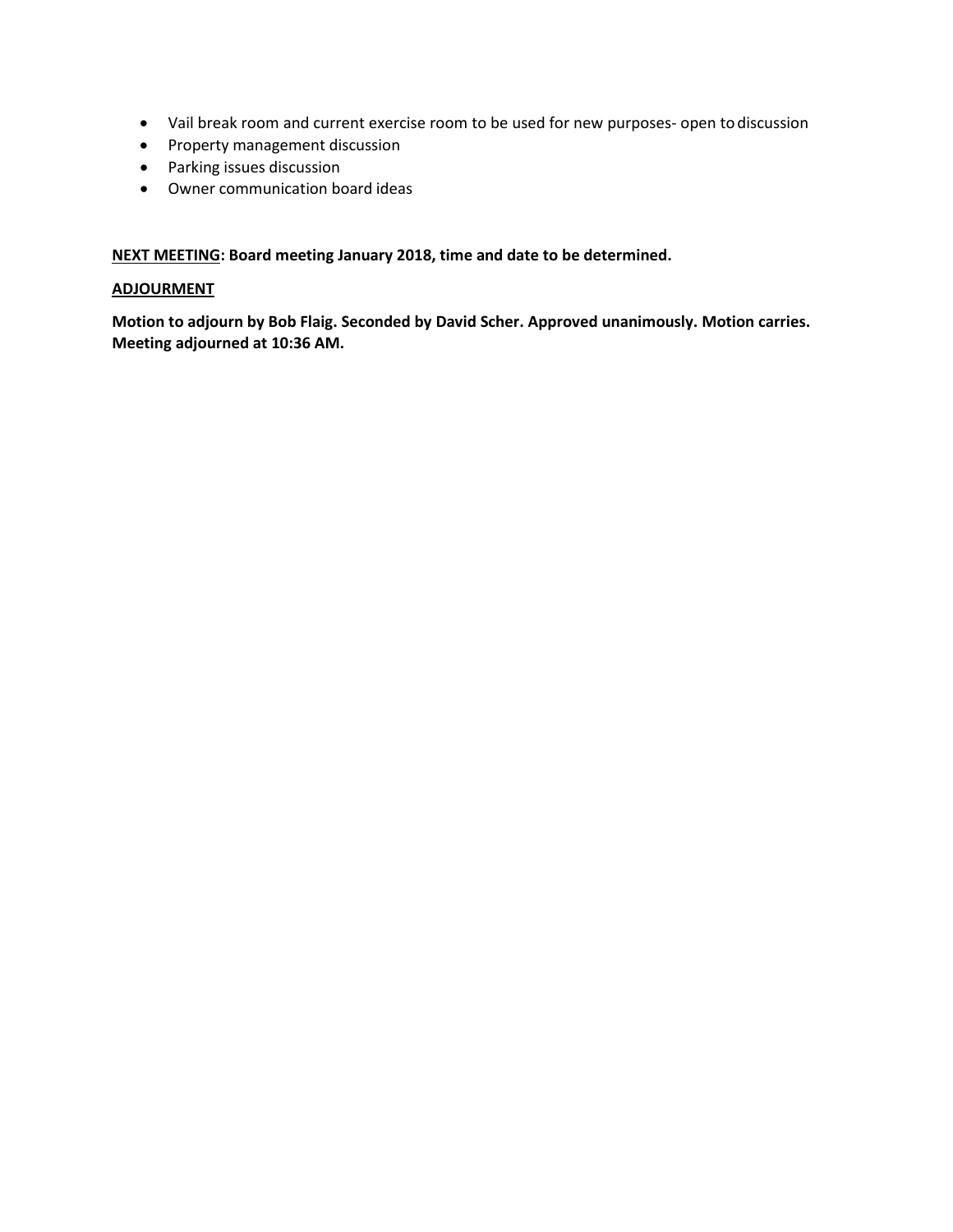- Vail break room and current exercise room to be used for new purposes- open to discussion
- Property management discussion
- Parking issues discussion
- Owner communication board ideas

**<u>NEXT MEETING</u>: Board meeting January 2018, time and date to be determined.**

**<u>ADJOURMENT</u>**

**Motion to adjourn by Bob Flaig. Seconded by David Scher. Approved unanimously. Motion carries. Meeting adjourned at 10:36 AM.**